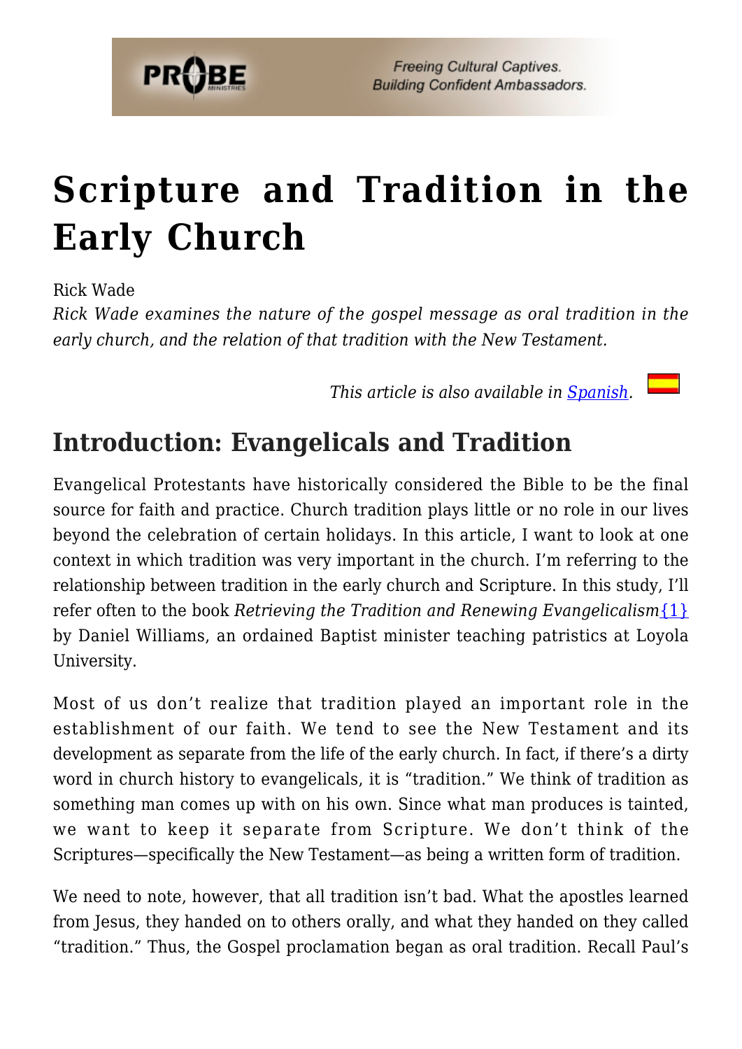# Scripture and Tradition in the Early Church

Rick Wade

*Rick Wade examines the nature of the gospel message as oral tradition in the early church, and the relation of that tradition with the New Testament.*

*This article is also available in [Spanish](#).*

## Introduction: Evangelicals and Tradition

Evangelical Protestants have historically considered the Bible to be the final source for faith and practice. Church tradition plays little or no role in our lives beyond the celebration of certain holidays. In this article, I want to look at one context in which tradition was very important in the church. I'm referring to the relationship between tradition in the early church and Scripture. In this study, I'll refer often to the book *Retrieving the Tradition and Renewing Evangelicalism*{1} by Daniel Williams, an ordained Baptist minister teaching patristics at Loyola University.

Most of us don't realize that tradition played an important role in the establishment of our faith. We tend to see the New Testament and its development as separate from the life of the early church. In fact, if there's a dirty word in church history to evangelicals, it is "tradition." We think of tradition as something man comes up with on his own. Since what man produces is tainted, we want to keep it separate from Scripture. We don't think of the Scriptures—specifically the New Testament—as being a written form of tradition.

We need to note, however, that all tradition isn't bad. What the apostles learned from Jesus, they handed on to others orally, and what they handed on they called "tradition." Thus, the Gospel proclamation began as oral tradition. Recall Paul's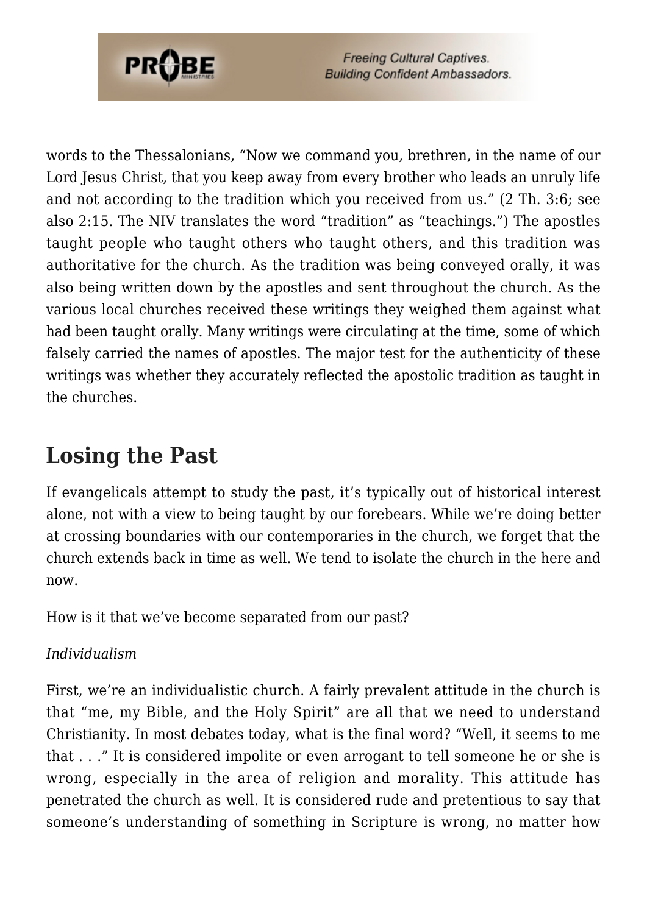words to the Thessalonians, "Now we command you, brethren, in the name of our Lord Jesus Christ, that you keep away from every brother who leads an unruly life and not according to the tradition which you received from us." (2 Th. 3:6; see also 2:15. The NIV translates the word "tradition" as "teachings.") The apostles taught people who taught others who taught others, and this tradition was authoritative for the church. As the tradition was being conveyed orally, it was also being written down by the apostles and sent throughout the church. As the various local churches received these writings they weighed them against what had been taught orally. Many writings were circulating at the time, some of which falsely carried the names of apostles. The major test for the authenticity of these writings was whether they accurately reflected the apostolic tradition as taught in the churches.

## Losing the Past

If evangelicals attempt to study the past, it's typically out of historical interest alone, not with a view to being taught by our forebears. While we're doing better at crossing boundaries with our contemporaries in the church, we forget that the church extends back in time as well. We tend to isolate the church in the here and now.

How is it that we've become separated from our past?

*Individualism*

First, we're an individualistic church. A fairly prevalent attitude in the church is that "me, my Bible, and the Holy Spirit" are all that we need to understand Christianity. In most debates today, what is the final word? "Well, it seems to me that . . ." It is considered impolite or even arrogant to tell someone he or she is wrong, especially in the area of religion and morality. This attitude has penetrated the church as well. It is considered rude and pretentious to say that someone's understanding of something in Scripture is wrong, no matter how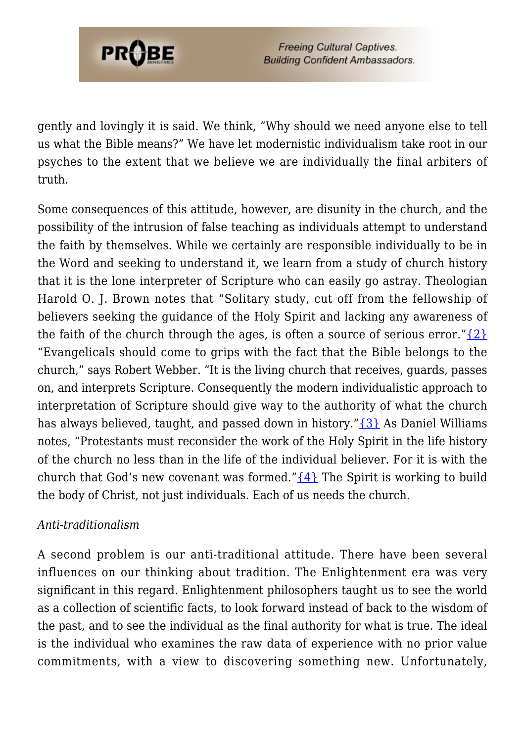gently and lovingly it is said. We think, "Why should we need anyone else to tell us what the Bible means?" We have let modernistic individualism take root in our psyches to the extent that we believe we are individually the final arbiters of truth.

Some consequences of this attitude, however, are disunity in the church, and the possibility of the intrusion of false teaching as individuals attempt to understand the faith by themselves. While we certainly are responsible individually to be in the Word and seeking to understand it, we learn from a study of church history that it is the lone interpreter of Scripture who can easily go astray. Theologian Harold O. J. Brown notes that "Solitary study, cut off from the fellowship of believers seeking the guidance of the Holy Spirit and lacking any awareness of the faith of the church through the ages, is often a source of serious error."{2} "Evangelicals should come to grips with the fact that the Bible belongs to the church," says Robert Webber. "It is the living church that receives, guards, passes on, and interprets Scripture. Consequently the modern individualistic approach to interpretation of Scripture should give way to the authority of what the church has always believed, taught, and passed down in history."{3} As Daniel Williams notes, "Protestants must reconsider the work of the Holy Spirit in the life history of the church no less than in the life of the individual believer. For it is with the church that God's new covenant was formed."{4} The Spirit is working to build the body of Christ, not just individuals. Each of us needs the church.

*Anti-traditionalism*

A second problem is our anti-traditional attitude. There have been several influences on our thinking about tradition. The Enlightenment era was very significant in this regard. Enlightenment philosophers taught us to see the world as a collection of scientific facts, to look forward instead of back to the wisdom of the past, and to see the individual as the final authority for what is true. The ideal is the individual who examines the raw data of experience with no prior value commitments, with a view to discovering something new. Unfortunately,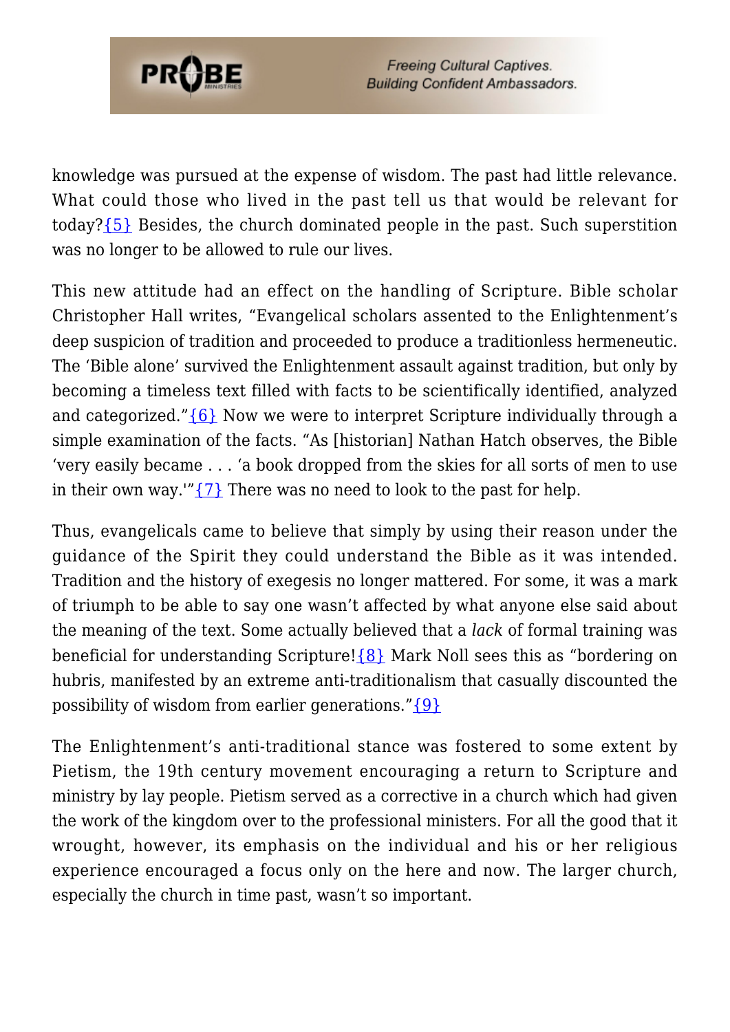knowledge was pursued at the expense of wisdom. The past had little relevance. What could those who lived in the past tell us that would be relevant for today?{5} Besides, the church dominated people in the past. Such superstition was no longer to be allowed to rule our lives.

This new attitude had an effect on the handling of Scripture. Bible scholar Christopher Hall writes, "Evangelical scholars assented to the Enlightenment's deep suspicion of tradition and proceeded to produce a traditionless hermeneutic. The 'Bible alone' survived the Enlightenment assault against tradition, but only by becoming a timeless text filled with facts to be scientifically identified, analyzed and categorized."{6} Now we were to interpret Scripture individually through a simple examination of the facts. "As [historian] Nathan Hatch observes, the Bible 'very easily became . . . 'a book dropped from the skies for all sorts of men to use in their own way.'"{7} There was no need to look to the past for help.

Thus, evangelicals came to believe that simply by using their reason under the guidance of the Spirit they could understand the Bible as it was intended. Tradition and the history of exegesis no longer mattered. For some, it was a mark of triumph to be able to say one wasn't affected by what anyone else said about the meaning of the text. Some actually believed that a *lack* of formal training was beneficial for understanding Scripture!{8} Mark Noll sees this as "bordering on hubris, manifested by an extreme anti-traditionalism that casually discounted the possibility of wisdom from earlier generations."{9}

The Enlightenment's anti-traditional stance was fostered to some extent by Pietism, the 19th century movement encouraging a return to Scripture and ministry by lay people. Pietism served as a corrective in a church which had given the work of the kingdom over to the professional ministers. For all the good that it wrought, however, its emphasis on the individual and his or her religious experience encouraged a focus only on the here and now. The larger church, especially the church in time past, wasn't so important.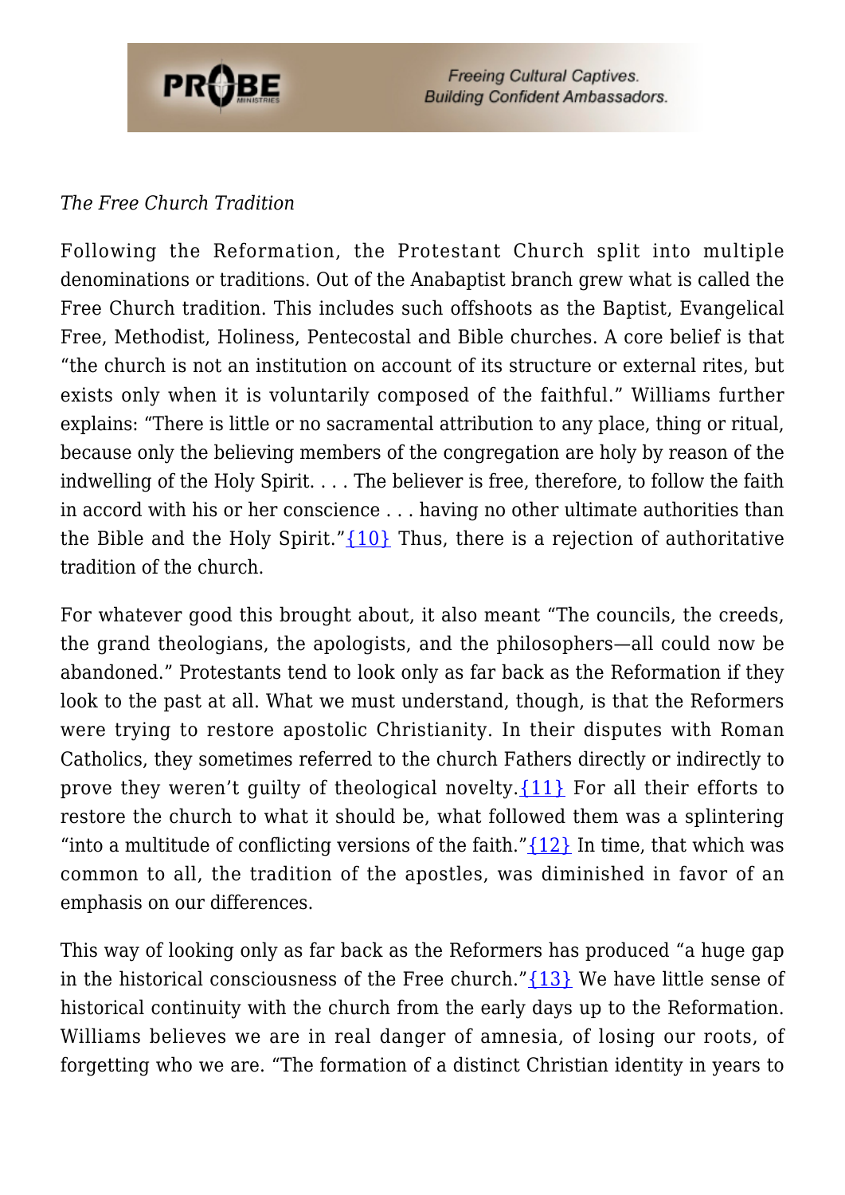*The Free Church Tradition*

Following the Reformation, the Protestant Church split into multiple denominations or traditions. Out of the Anabaptist branch grew what is called the Free Church tradition. This includes such offshoots as the Baptist, Evangelical Free, Methodist, Holiness, Pentecostal and Bible churches. A core belief is that "the church is not an institution on account of its structure or external rites, but exists only when it is voluntarily composed of the faithful." Williams further explains: "There is little or no sacramental attribution to any place, thing or ritual, because only the believing members of the congregation are holy by reason of the indwelling of the Holy Spirit. . . . The believer is free, therefore, to follow the faith in accord with his or her conscience . . . having no other ultimate authorities than the Bible and the Holy Spirit."{10} Thus, there is a rejection of authoritative tradition of the church.

For whatever good this brought about, it also meant "The councils, the creeds, the grand theologians, the apologists, and the philosophers—all could now be abandoned." Protestants tend to look only as far back as the Reformation if they look to the past at all. What we must understand, though, is that the Reformers were trying to restore apostolic Christianity. In their disputes with Roman Catholics, they sometimes referred to the church Fathers directly or indirectly to prove they weren't guilty of theological novelty.{11} For all their efforts to restore the church to what it should be, what followed them was a splintering "into a multitude of conflicting versions of the faith."{12} In time, that which was common to all, the tradition of the apostles, was diminished in favor of an emphasis on our differences.

This way of looking only as far back as the Reformers has produced "a huge gap in the historical consciousness of the Free church."{13} We have little sense of historical continuity with the church from the early days up to the Reformation. Williams believes we are in real danger of amnesia, of losing our roots, of forgetting who we are. "The formation of a distinct Christian identity in years to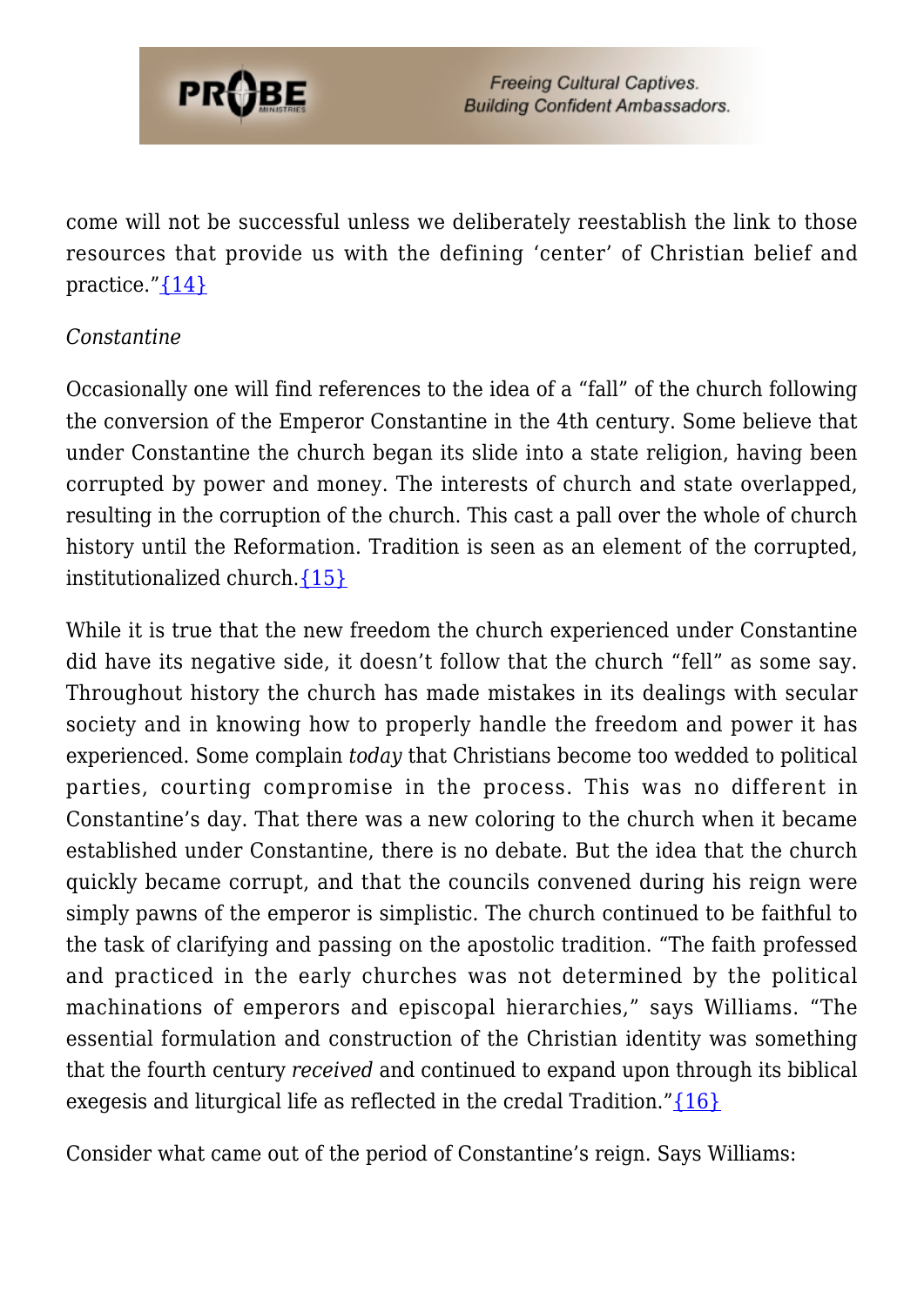come will not be successful unless we deliberately reestablish the link to those resources that provide us with the defining 'center' of Christian belief and practice."{14}

*Constantine*

Occasionally one will find references to the idea of a "fall" of the church following the conversion of the Emperor Constantine in the 4th century. Some believe that under Constantine the church began its slide into a state religion, having been corrupted by power and money. The interests of church and state overlapped, resulting in the corruption of the church. This cast a pall over the whole of church history until the Reformation. Tradition is seen as an element of the corrupted, institutionalized church.{15}

While it is true that the new freedom the church experienced under Constantine did have its negative side, it doesn't follow that the church "fell" as some say. Throughout history the church has made mistakes in its dealings with secular society and in knowing how to properly handle the freedom and power it has experienced. Some complain *today* that Christians become too wedded to political parties, courting compromise in the process. This was no different in Constantine's day. That there was a new coloring to the church when it became established under Constantine, there is no debate. But the idea that the church quickly became corrupt, and that the councils convened during his reign were simply pawns of the emperor is simplistic. The church continued to be faithful to the task of clarifying and passing on the apostolic tradition. "The faith professed and practiced in the early churches was not determined by the political machinations of emperors and episcopal hierarchies," says Williams. "The essential formulation and construction of the Christian identity was something that the fourth century *received* and continued to expand upon through its biblical exegesis and liturgical life as reflected in the credal Tradition."{16}

Consider what came out of the period of Constantine's reign. Says Williams: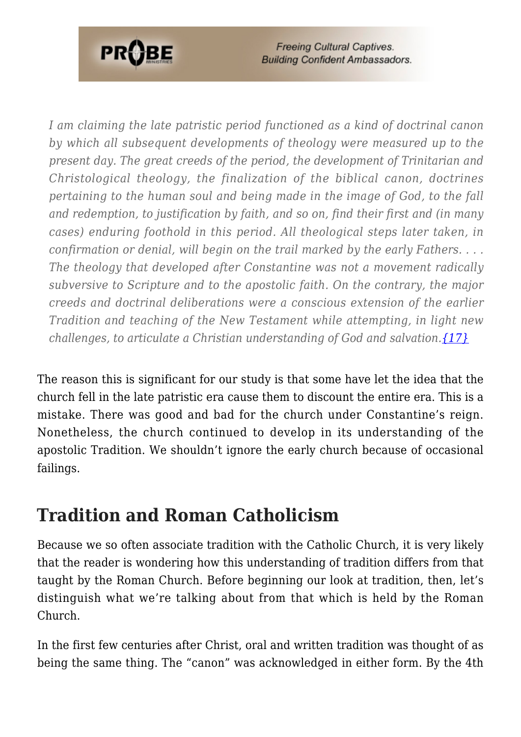> *I am claiming the late patristic period functioned as a kind of doctrinal canon by which all subsequent developments of theology were measured up to the present day. The great creeds of the period, the development of Trinitarian and Christological theology, the finalization of the biblical canon, doctrines pertaining to the human soul and being made in the image of God, to the fall and redemption, to justification by faith, and so on, find their first and (in many cases) enduring foothold in this period. All theological steps later taken, in confirmation or denial, will begin on the trail marked by the early Fathers. . . . The theology that developed after Constantine was not a movement radically subversive to Scripture and to the apostolic faith. On the contrary, the major creeds and doctrinal deliberations were a conscious extension of the earlier Tradition and teaching of the New Testament while attempting, in light new challenges, to articulate a Christian understanding of God and salvation.{17}*

The reason this is significant for our study is that some have let the idea that the church fell in the late patristic era cause them to discount the entire era. This is a mistake. There was good and bad for the church under Constantine's reign. Nonetheless, the church continued to develop in its understanding of the apostolic Tradition. We shouldn't ignore the early church because of occasional failings.

## Tradition and Roman Catholicism

Because we so often associate tradition with the Catholic Church, it is very likely that the reader is wondering how this understanding of tradition differs from that taught by the Roman Church. Before beginning our look at tradition, then, let's distinguish what we're talking about from that which is held by the Roman Church.

In the first few centuries after Christ, oral and written tradition was thought of as being the same thing. The "canon" was acknowledged in either form. By the 4th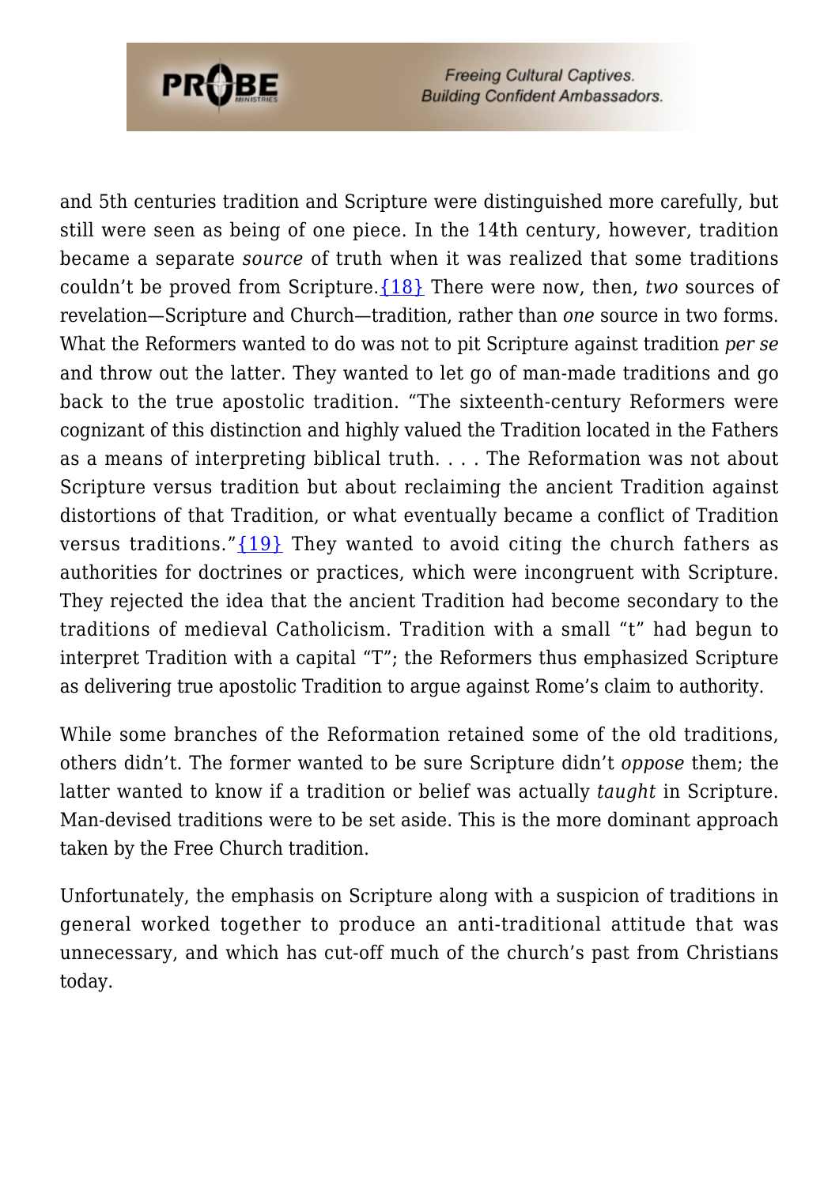and 5th centuries tradition and Scripture were distinguished more carefully, but still were seen as being of one piece. In the 14th century, however, tradition became a separate *source* of truth when it was realized that some traditions couldn't be proved from Scripture.{18} There were now, then, *two* sources of revelation—Scripture and Church—tradition, rather than *one* source in two forms. What the Reformers wanted to do was not to pit Scripture against tradition *per se* and throw out the latter. They wanted to let go of man-made traditions and go back to the true apostolic tradition. "The sixteenth-century Reformers were cognizant of this distinction and highly valued the Tradition located in the Fathers as a means of interpreting biblical truth. . . . The Reformation was not about Scripture versus tradition but about reclaiming the ancient Tradition against distortions of that Tradition, or what eventually became a conflict of Tradition versus traditions."{19} They wanted to avoid citing the church fathers as authorities for doctrines or practices, which were incongruent with Scripture. They rejected the idea that the ancient Tradition had become secondary to the traditions of medieval Catholicism. Tradition with a small "t" had begun to interpret Tradition with a capital "T"; the Reformers thus emphasized Scripture as delivering true apostolic Tradition to argue against Rome's claim to authority.

While some branches of the Reformation retained some of the old traditions, others didn't. The former wanted to be sure Scripture didn't *oppose* them; the latter wanted to know if a tradition or belief was actually *taught* in Scripture. Man-devised traditions were to be set aside. This is the more dominant approach taken by the Free Church tradition.

Unfortunately, the emphasis on Scripture along with a suspicion of traditions in general worked together to produce an anti-traditional attitude that was unnecessary, and which has cut-off much of the church's past from Christians today.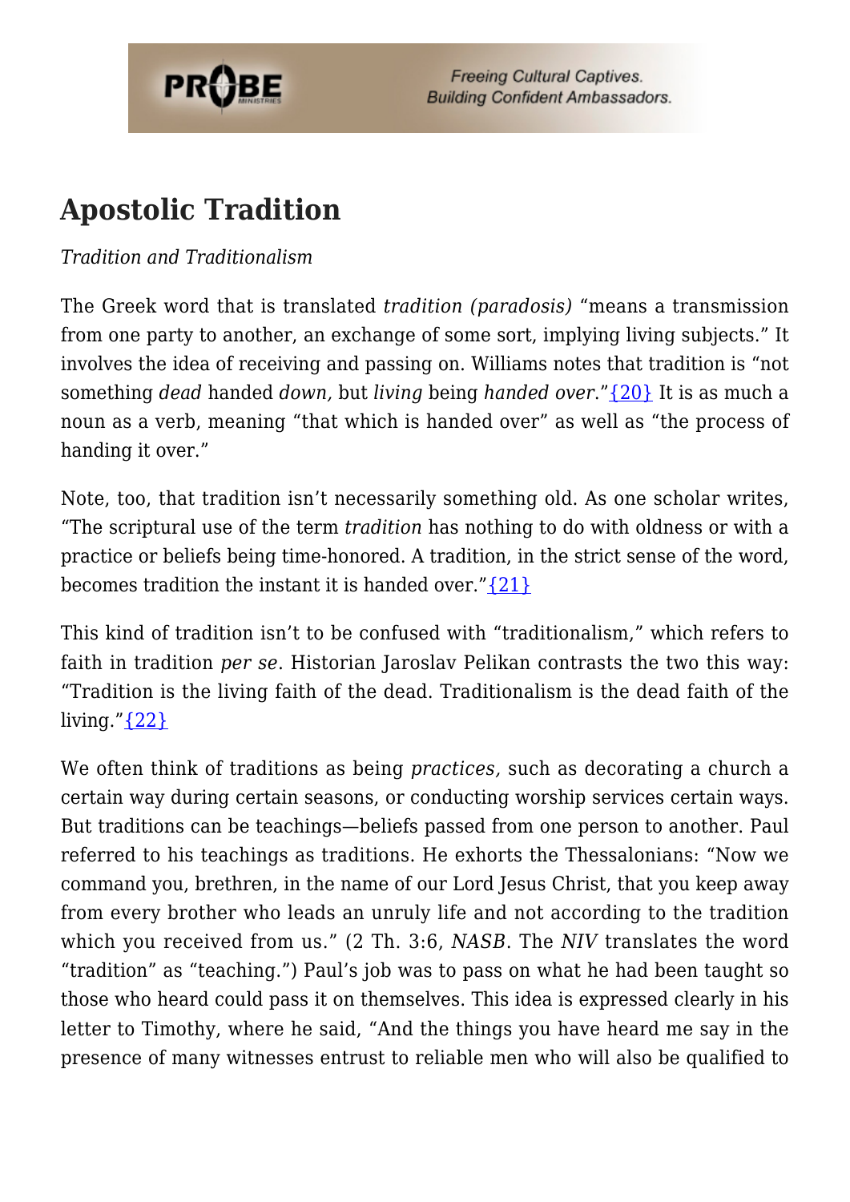# Apostolic Tradition

*Tradition and Traditionalism*

The Greek word that is translated *tradition (paradosis)* "means a transmission from one party to another, an exchange of some sort, implying living subjects." It involves the idea of receiving and passing on. Williams notes that tradition is "not something *dead* handed *down,* but *living* being *handed over*."{20} It is as much a noun as a verb, meaning "that which is handed over" as well as "the process of handing it over."

Note, too, that tradition isn't necessarily something old. As one scholar writes, "The scriptural use of the term *tradition* has nothing to do with oldness or with a practice or beliefs being time-honored. A tradition, in the strict sense of the word, becomes tradition the instant it is handed over."{21}

This kind of tradition isn't to be confused with "traditionalism," which refers to faith in tradition *per se*. Historian Jaroslav Pelikan contrasts the two this way: "Tradition is the living faith of the dead. Traditionalism is the dead faith of the living."{22}

We often think of traditions as being *practices,* such as decorating a church a certain way during certain seasons, or conducting worship services certain ways. But traditions can be teachings—beliefs passed from one person to another. Paul referred to his teachings as traditions. He exhorts the Thessalonians: "Now we command you, brethren, in the name of our Lord Jesus Christ, that you keep away from every brother who leads an unruly life and not according to the tradition which you received from us." (2 Th. 3:6, *NASB*. The *NIV* translates the word "tradition" as "teaching.") Paul's job was to pass on what he had been taught so those who heard could pass it on themselves. This idea is expressed clearly in his letter to Timothy, where he said, "And the things you have heard me say in the presence of many witnesses entrust to reliable men who will also be qualified to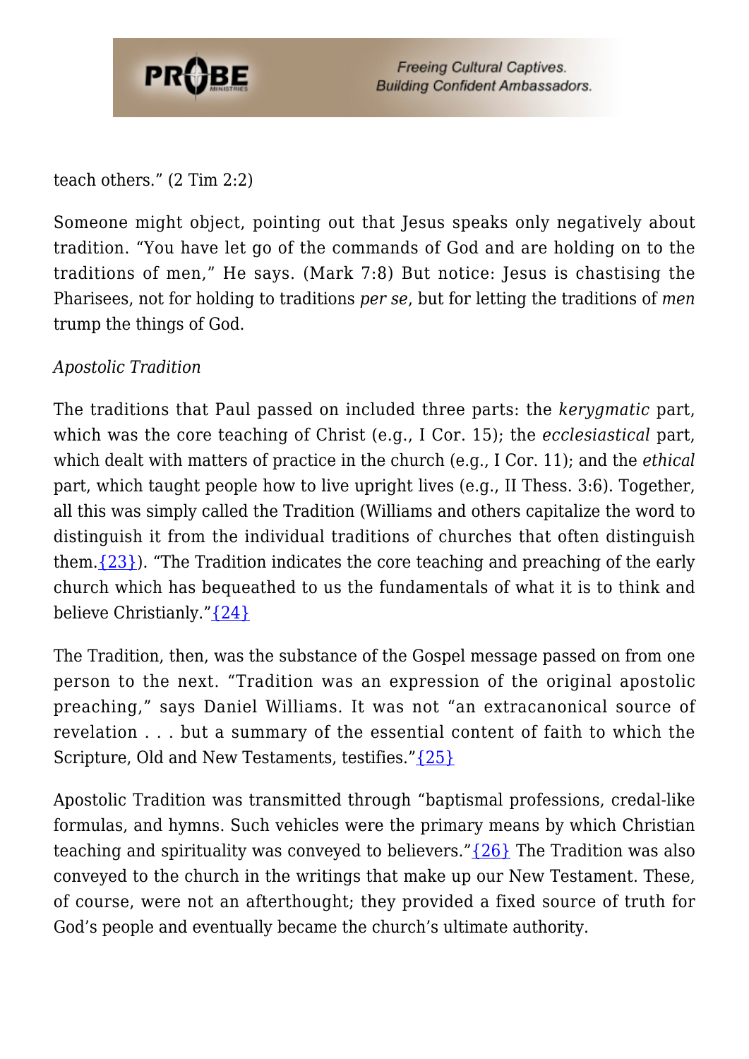teach others." (2 Tim 2:2)

Someone might object, pointing out that Jesus speaks only negatively about tradition. "You have let go of the commands of God and are holding on to the traditions of men," He says. (Mark 7:8) But notice: Jesus is chastising the Pharisees, not for holding to traditions *per se*, but for letting the traditions of *men* trump the things of God.

*Apostolic Tradition*

The traditions that Paul passed on included three parts: the *kerygmatic* part, which was the core teaching of Christ (e.g., I Cor. 15); the *ecclesiastical* part, which dealt with matters of practice in the church (e.g., I Cor. 11); and the *ethical* part, which taught people how to live upright lives (e.g., II Thess. 3:6). Together, all this was simply called the Tradition (Williams and others capitalize the word to distinguish it from the individual traditions of churches that often distinguish them.{23}). "The Tradition indicates the core teaching and preaching of the early church which has bequeathed to us the fundamentals of what it is to think and believe Christianly."{24}

The Tradition, then, was the substance of the Gospel message passed on from one person to the next. "Tradition was an expression of the original apostolic preaching," says Daniel Williams. It was not "an extracanonical source of revelation . . . but a summary of the essential content of faith to which the Scripture, Old and New Testaments, testifies."{25}

Apostolic Tradition was transmitted through "baptismal professions, credal-like formulas, and hymns. Such vehicles were the primary means by which Christian teaching and spirituality was conveyed to believers."{26} The Tradition was also conveyed to the church in the writings that make up our New Testament. These, of course, were not an afterthought; they provided a fixed source of truth for God's people and eventually became the church's ultimate authority.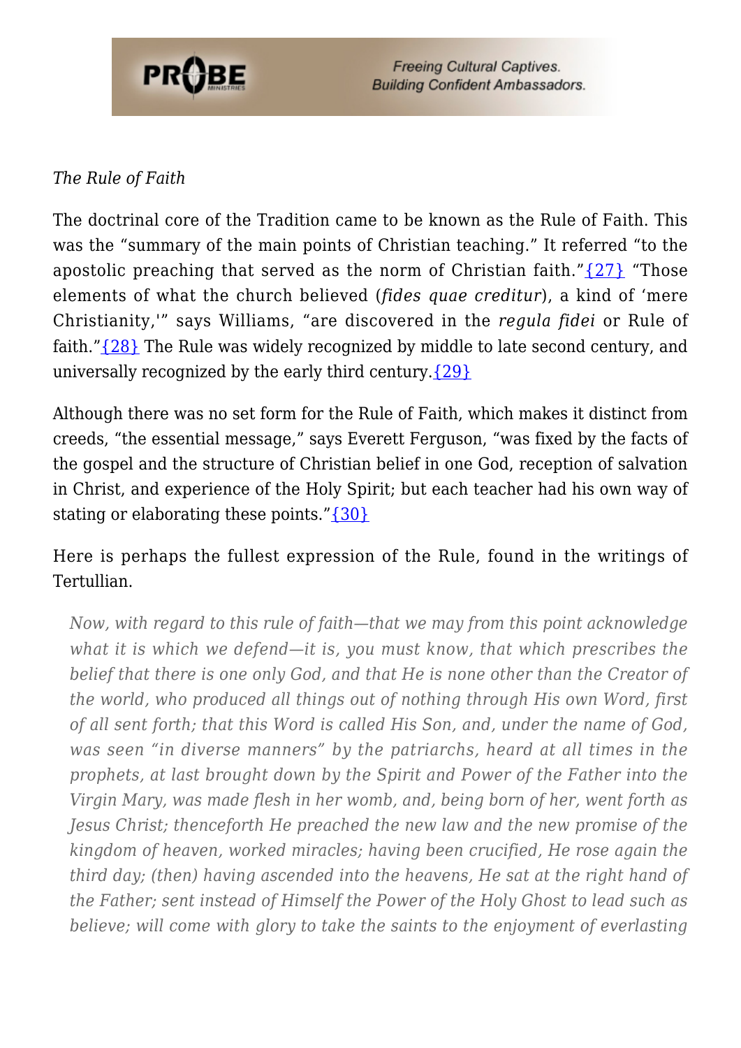*The Rule of Faith*

The doctrinal core of the Tradition came to be known as the Rule of Faith. This was the "summary of the main points of Christian teaching." It referred "to the apostolic preaching that served as the norm of Christian faith."{27} "Those elements of what the church believed (*fides quae creditur*), a kind of 'mere Christianity,'" says Williams, "are discovered in the *regula fidei* or Rule of faith."{28} The Rule was widely recognized by middle to late second century, and universally recognized by the early third century.{29}

Although there was no set form for the Rule of Faith, which makes it distinct from creeds, "the essential message," says Everett Ferguson, "was fixed by the facts of the gospel and the structure of Christian belief in one God, reception of salvation in Christ, and experience of the Holy Spirit; but each teacher had his own way of stating or elaborating these points."{30}

Here is perhaps the fullest expression of the Rule, found in the writings of Tertullian.

> *Now, with regard to this rule of faith—that we may from this point acknowledge what it is which we defend—it is, you must know, that which prescribes the belief that there is one only God, and that He is none other than the Creator of the world, who produced all things out of nothing through His own Word, first of all sent forth; that this Word is called His Son, and, under the name of God, was seen "in diverse manners" by the patriarchs, heard at all times in the prophets, at last brought down by the Spirit and Power of the Father into the Virgin Mary, was made flesh in her womb, and, being born of her, went forth as Jesus Christ; thenceforth He preached the new law and the new promise of the kingdom of heaven, worked miracles; having been crucified, He rose again the third day; (then) having ascended into the heavens, He sat at the right hand of the Father; sent instead of Himself the Power of the Holy Ghost to lead such as believe; will come with glory to take the saints to the enjoyment of everlasting*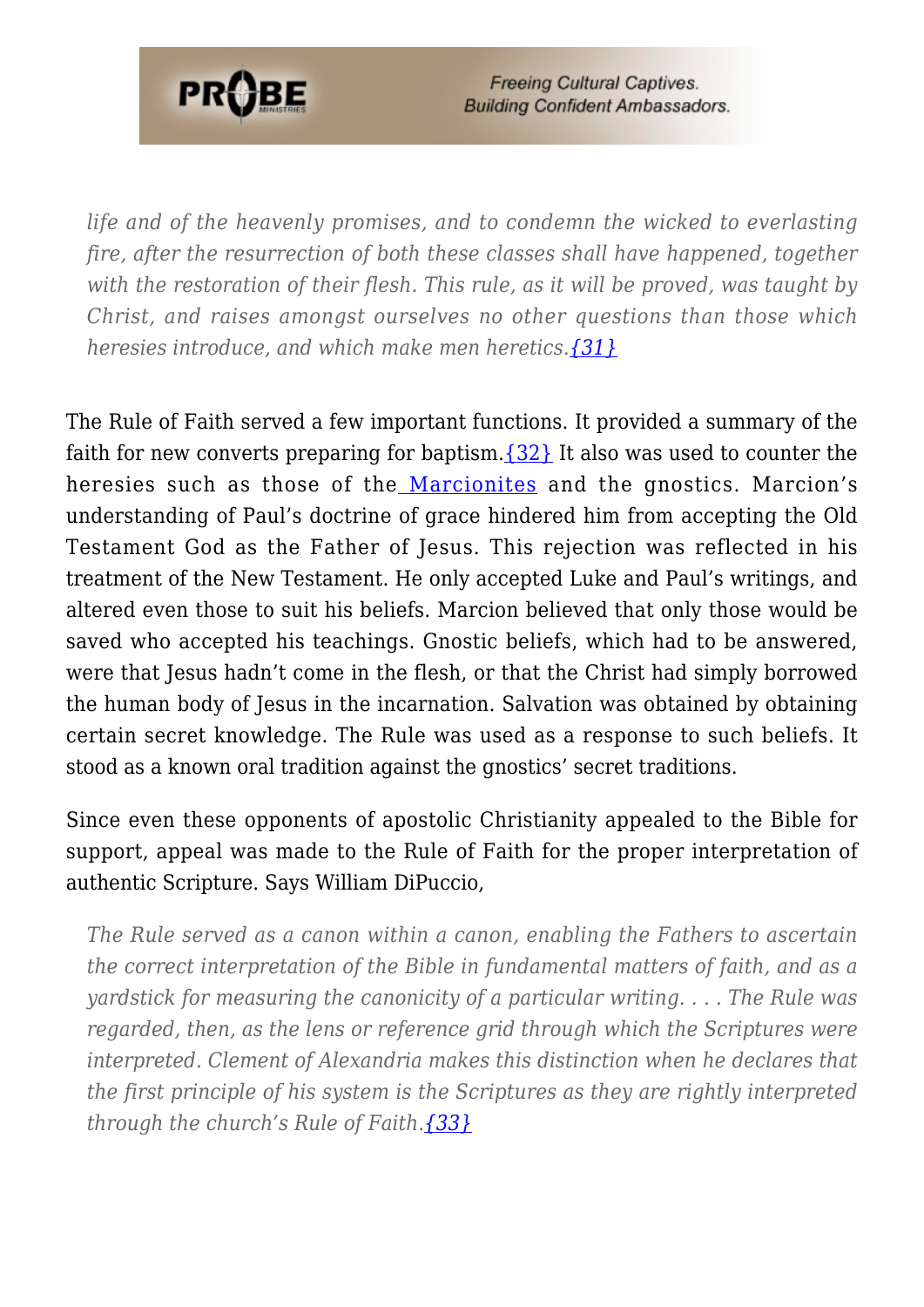> *life and of the heavenly promises, and to condemn the wicked to everlasting fire, after the resurrection of both these classes shall have happened, together with the restoration of their flesh. This rule, as it will be proved, was taught by Christ, and raises amongst ourselves no other questions than those which heresies introduce, and which make men heretics.*{31}

The Rule of Faith served a few important functions. It provided a summary of the faith for new converts preparing for baptism.{32} It also was used to counter the heresies such as those of the Marcionites and the gnostics. Marcion's understanding of Paul's doctrine of grace hindered him from accepting the Old Testament God as the Father of Jesus. This rejection was reflected in his treatment of the New Testament. He only accepted Luke and Paul's writings, and altered even those to suit his beliefs. Marcion believed that only those would be saved who accepted his teachings. Gnostic beliefs, which had to be answered, were that Jesus hadn't come in the flesh, or that the Christ had simply borrowed the human body of Jesus in the incarnation. Salvation was obtained by obtaining certain secret knowledge. The Rule was used as a response to such beliefs. It stood as a known oral tradition against the gnostics' secret traditions.

Since even these opponents of apostolic Christianity appealed to the Bible for support, appeal was made to the Rule of Faith for the proper interpretation of authentic Scripture. Says William DiPuccio,

> *The Rule served as a canon within a canon, enabling the Fathers to ascertain the correct interpretation of the Bible in fundamental matters of faith, and as a yardstick for measuring the canonicity of a particular writing. . . . The Rule was regarded, then, as the lens or reference grid through which the Scriptures were interpreted. Clement of Alexandria makes this distinction when he declares that the first principle of his system is the Scriptures as they are rightly interpreted through the church's Rule of Faith.*{33}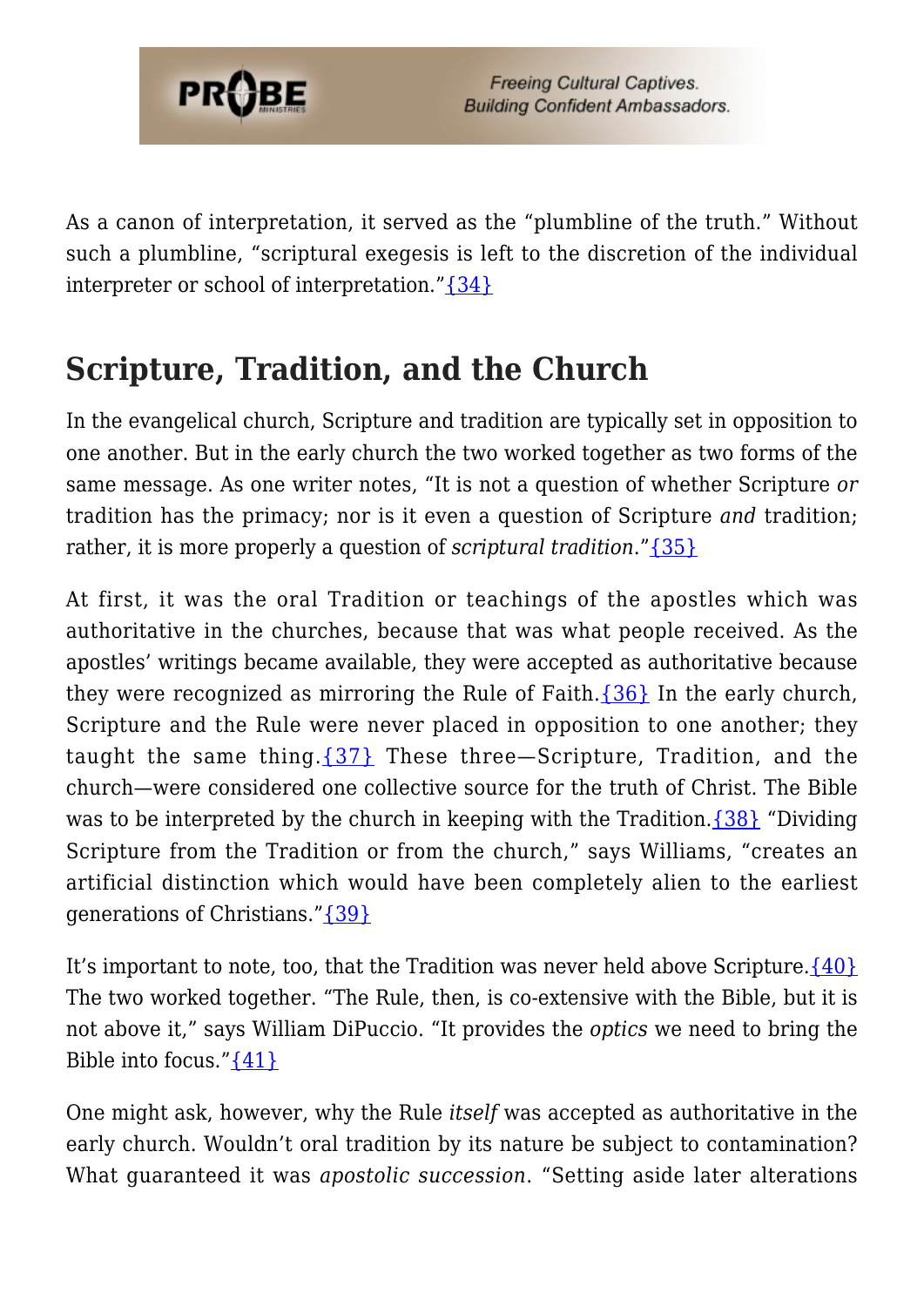As a canon of interpretation, it served as the "plumbline of the truth." Without such a plumbline, "scriptural exegesis is left to the discretion of the individual interpreter or school of interpretation."{34}

## Scripture, Tradition, and the Church

In the evangelical church, Scripture and tradition are typically set in opposition to one another. But in the early church the two worked together as two forms of the same message. As one writer notes, "It is not a question of whether Scripture *or* tradition has the primacy; nor is it even a question of Scripture *and* tradition; rather, it is more properly a question of *scriptural tradition*."{35}

At first, it was the oral Tradition or teachings of the apostles which was authoritative in the churches, because that was what people received. As the apostles' writings became available, they were accepted as authoritative because they were recognized as mirroring the Rule of Faith.{36} In the early church, Scripture and the Rule were never placed in opposition to one another; they taught the same thing.{37} These three—Scripture, Tradition, and the church—were considered one collective source for the truth of Christ. The Bible was to be interpreted by the church in keeping with the Tradition.{38} "Dividing Scripture from the Tradition or from the church," says Williams, "creates an artificial distinction which would have been completely alien to the earliest generations of Christians."{39}

It's important to note, too, that the Tradition was never held above Scripture.{40} The two worked together. "The Rule, then, is co-extensive with the Bible, but it is not above it," says William DiPuccio. "It provides the *optics* we need to bring the Bible into focus."{41}

One might ask, however, why the Rule *itself* was accepted as authoritative in the early church. Wouldn't oral tradition by its nature be subject to contamination? What guaranteed it was *apostolic succession*. "Setting aside later alterations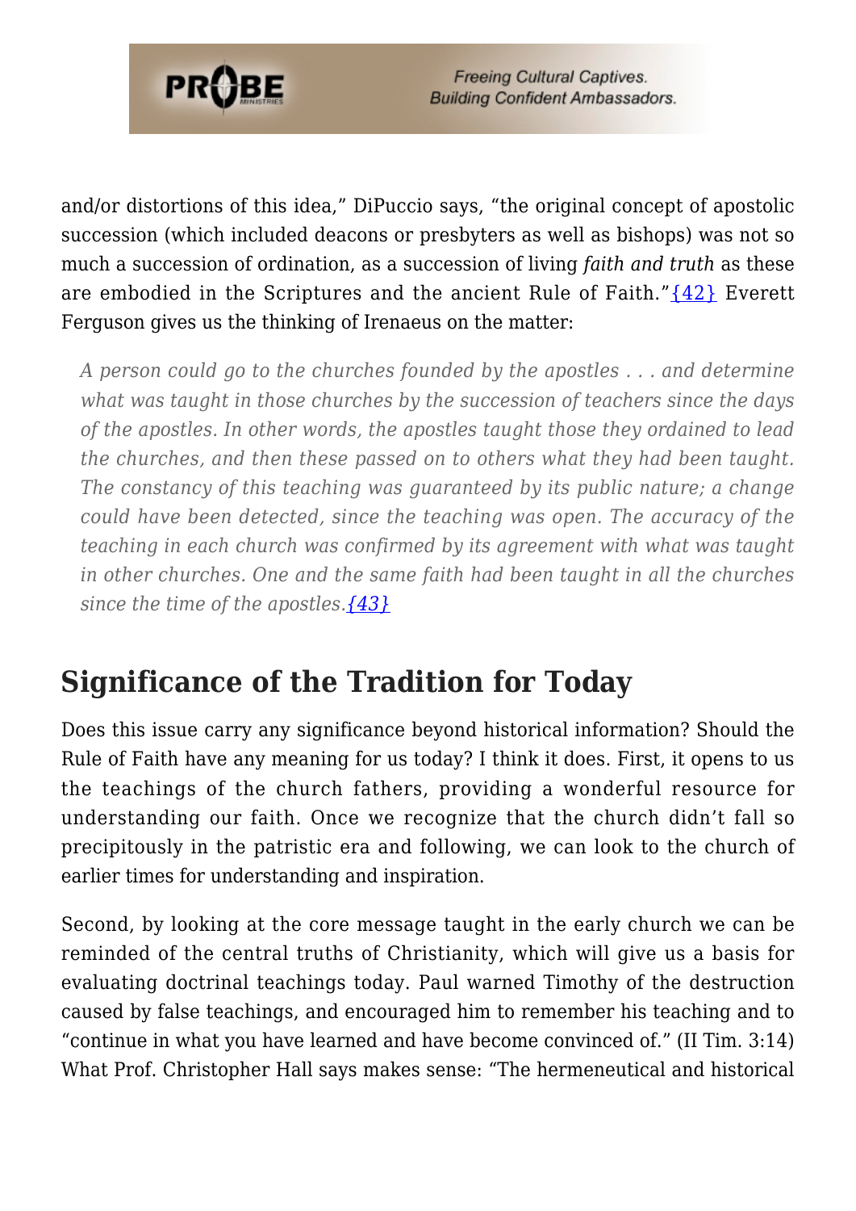and/or distortions of this idea," DiPuccio says, "the original concept of apostolic succession (which included deacons or presbyters as well as bishops) was not so much a succession of ordination, as a succession of living *faith and truth* as these are embodied in the Scriptures and the ancient Rule of Faith."{42} Everett Ferguson gives us the thinking of Irenaeus on the matter:

> *A person could go to the churches founded by the apostles . . . and determine what was taught in those churches by the succession of teachers since the days of the apostles. In other words, the apostles taught those they ordained to lead the churches, and then these passed on to others what they had been taught. The constancy of this teaching was guaranteed by its public nature; a change could have been detected, since the teaching was open. The accuracy of the teaching in each church was confirmed by its agreement with what was taught in other churches. One and the same faith had been taught in all the churches since the time of the apostles.{43}*

## Significance of the Tradition for Today

Does this issue carry any significance beyond historical information? Should the Rule of Faith have any meaning for us today? I think it does. First, it opens to us the teachings of the church fathers, providing a wonderful resource for understanding our faith. Once we recognize that the church didn't fall so precipitously in the patristic era and following, we can look to the church of earlier times for understanding and inspiration.

Second, by looking at the core message taught in the early church we can be reminded of the central truths of Christianity, which will give us a basis for evaluating doctrinal teachings today. Paul warned Timothy of the destruction caused by false teachings, and encouraged him to remember his teaching and to "continue in what you have learned and have become convinced of." (II Tim. 3:14) What Prof. Christopher Hall says makes sense: "The hermeneutical and historical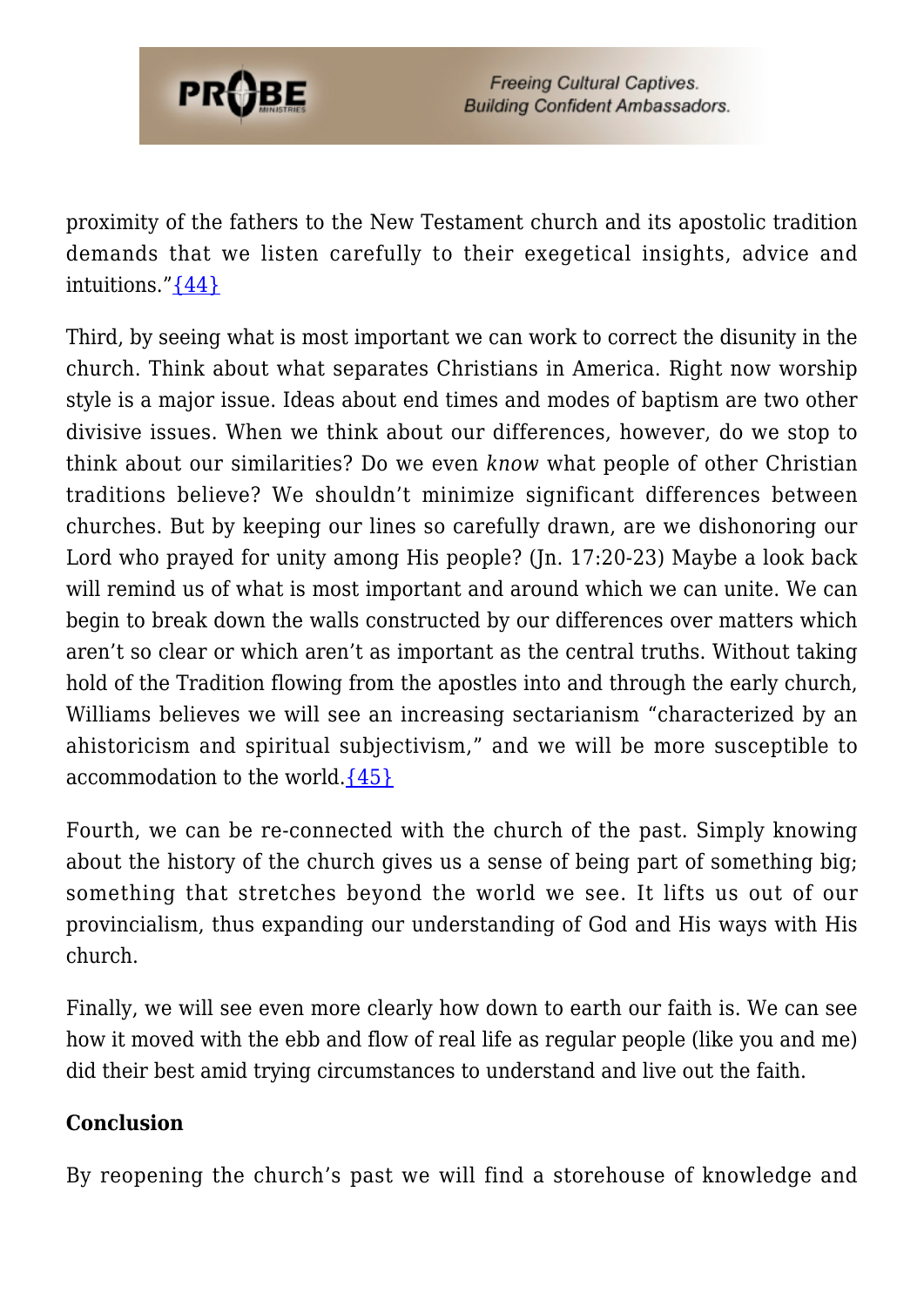proximity of the fathers to the New Testament church and its apostolic tradition demands that we listen carefully to their exegetical insights, advice and intuitions."{44}

Third, by seeing what is most important we can work to correct the disunity in the church. Think about what separates Christians in America. Right now worship style is a major issue. Ideas about end times and modes of baptism are two other divisive issues. When we think about our differences, however, do we stop to think about our similarities? Do we even *know* what people of other Christian traditions believe? We shouldn't minimize significant differences between churches. But by keeping our lines so carefully drawn, are we dishonoring our Lord who prayed for unity among His people? (Jn. 17:20-23) Maybe a look back will remind us of what is most important and around which we can unite. We can begin to break down the walls constructed by our differences over matters which aren't so clear or which aren't as important as the central truths. Without taking hold of the Tradition flowing from the apostles into and through the early church, Williams believes we will see an increasing sectarianism "characterized by an ahistoricism and spiritual subjectivism," and we will be more susceptible to accommodation to the world.{45}

Fourth, we can be re-connected with the church of the past. Simply knowing about the history of the church gives us a sense of being part of something big; something that stretches beyond the world we see. It lifts us out of our provincialism, thus expanding our understanding of God and His ways with His church.

Finally, we will see even more clearly how down to earth our faith is. We can see how it moved with the ebb and flow of real life as regular people (like you and me) did their best amid trying circumstances to understand and live out the faith.

**Conclusion**

By reopening the church's past we will find a storehouse of knowledge and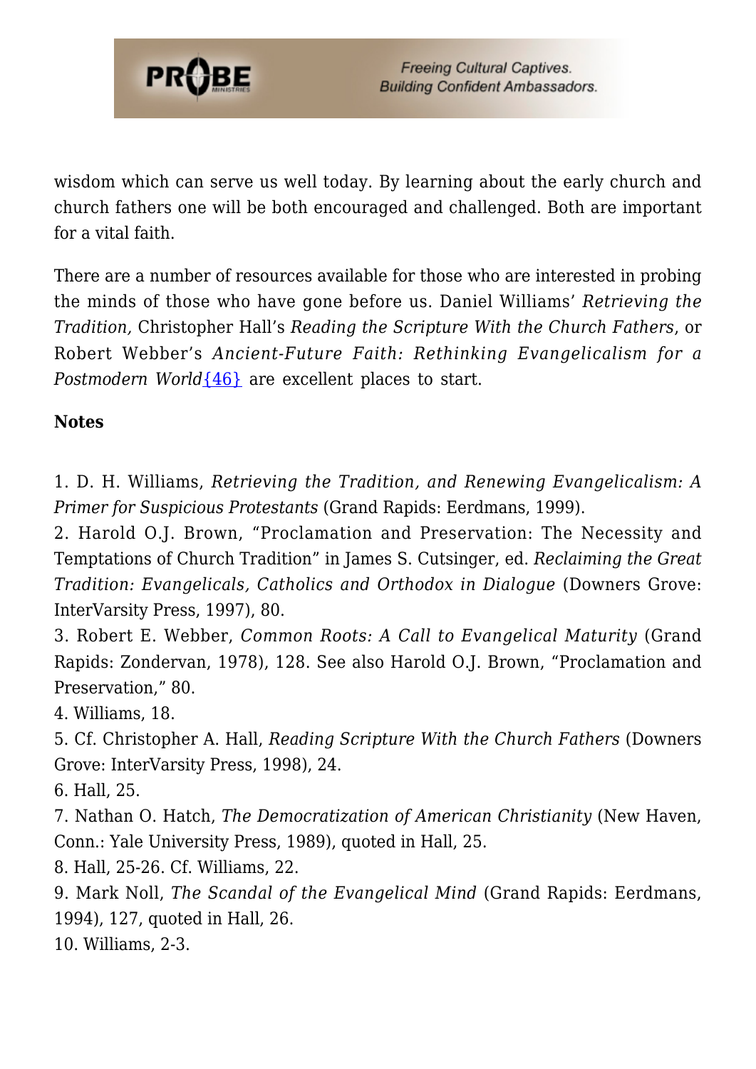wisdom which can serve us well today. By learning about the early church and church fathers one will be both encouraged and challenged. Both are important for a vital faith.

There are a number of resources available for those who are interested in probing the minds of those who have gone before us. Daniel Williams' *Retrieving the Tradition,* Christopher Hall's *Reading the Scripture With the Church Fathers*, or Robert Webber's *Ancient-Future Faith: Rethinking Evangelicalism for a Postmodern World*{46} are excellent places to start.

**Notes**

1. D. H. Williams, *Retrieving the Tradition, and Renewing Evangelicalism: A Primer for Suspicious Protestants* (Grand Rapids: Eerdmans, 1999).
2. Harold O.J. Brown, "Proclamation and Preservation: The Necessity and Temptations of Church Tradition" in James S. Cutsinger, ed. *Reclaiming the Great Tradition: Evangelicals, Catholics and Orthodox in Dialogue* (Downers Grove: InterVarsity Press, 1997), 80.
3. Robert E. Webber, *Common Roots: A Call to Evangelical Maturity* (Grand Rapids: Zondervan, 1978), 128. See also Harold O.J. Brown, "Proclamation and Preservation," 80.
4. Williams, 18.
5. Cf. Christopher A. Hall, *Reading Scripture With the Church Fathers* (Downers Grove: InterVarsity Press, 1998), 24.
6. Hall, 25.
7. Nathan O. Hatch, *The Democratization of American Christianity* (New Haven, Conn.: Yale University Press, 1989), quoted in Hall, 25.
8. Hall, 25-26. Cf. Williams, 22.
9. Mark Noll, *The Scandal of the Evangelical Mind* (Grand Rapids: Eerdmans, 1994), 127, quoted in Hall, 26.
10. Williams, 2-3.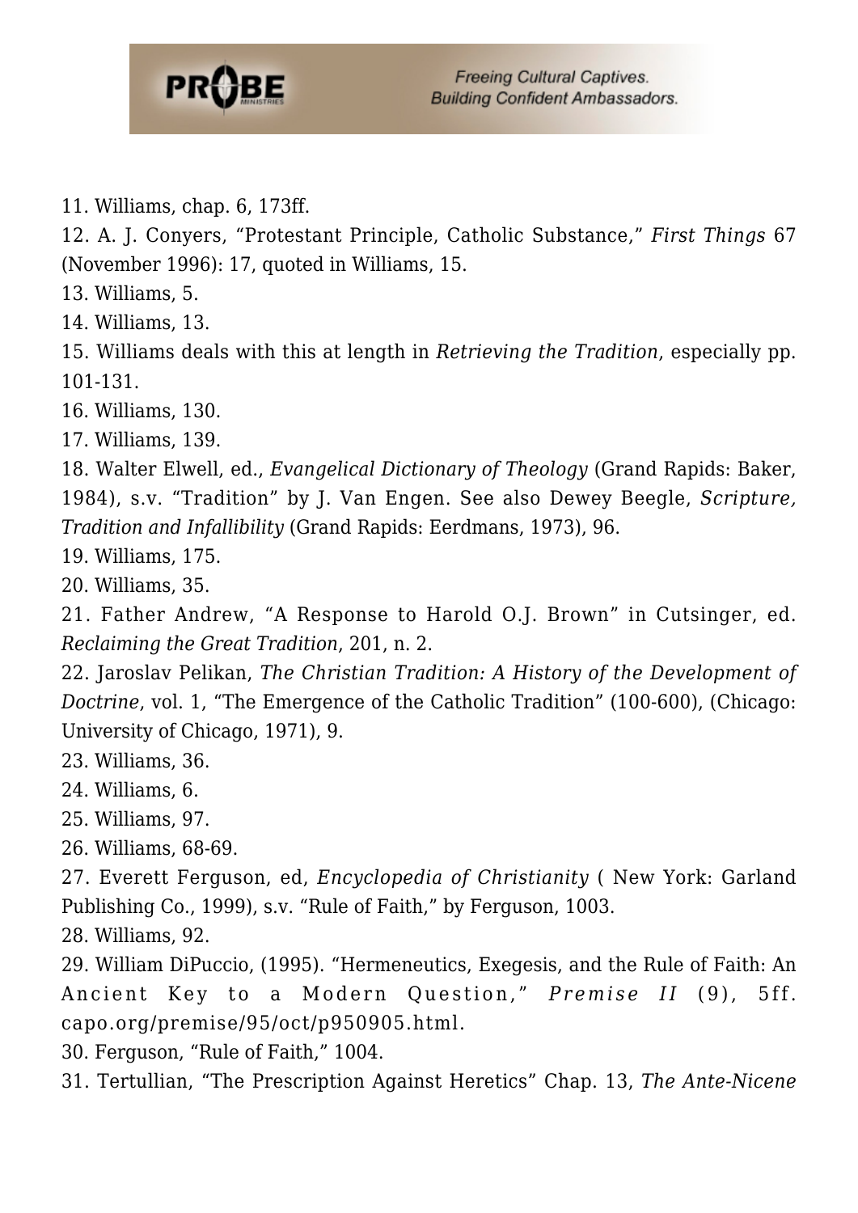11. Williams, chap. 6, 173ff.

12. A. J. Conyers, "Protestant Principle, Catholic Substance," *First Things* 67 (November 1996): 17, quoted in Williams, 15.

13. Williams, 5.

14. Williams, 13.

15. Williams deals with this at length in *Retrieving the Tradition*, especially pp. 101-131.

16. Williams, 130.

17. Williams, 139.

18. Walter Elwell, ed., *Evangelical Dictionary of Theology* (Grand Rapids: Baker, 1984), s.v. "Tradition" by J. Van Engen. See also Dewey Beegle, *Scripture, Tradition and Infallibility* (Grand Rapids: Eerdmans, 1973), 96.

19. Williams, 175.

20. Williams, 35.

21. Father Andrew, "A Response to Harold O.J. Brown" in Cutsinger, ed. *Reclaiming the Great Tradition*, 201, n. 2.

22. Jaroslav Pelikan, *The Christian Tradition: A History of the Development of Doctrine*, vol. 1, "The Emergence of the Catholic Tradition" (100-600), (Chicago: University of Chicago, 1971), 9.

23. Williams, 36.

24. Williams, 6.

25. Williams, 97.

26. Williams, 68-69.

27. Everett Ferguson, ed, *Encyclopedia of Christianity* ( New York: Garland Publishing Co., 1999), s.v. "Rule of Faith," by Ferguson, 1003.

28. Williams, 92.

29. William DiPuccio, (1995). "Hermeneutics, Exegesis, and the Rule of Faith: An Ancient Key to a Modern Question," *Premise II* (9), 5ff. capo.org/premise/95/oct/p950905.html.

30. Ferguson, "Rule of Faith," 1004.

31. Tertullian, "The Prescription Against Heretics" Chap. 13, *The Ante-Nicene*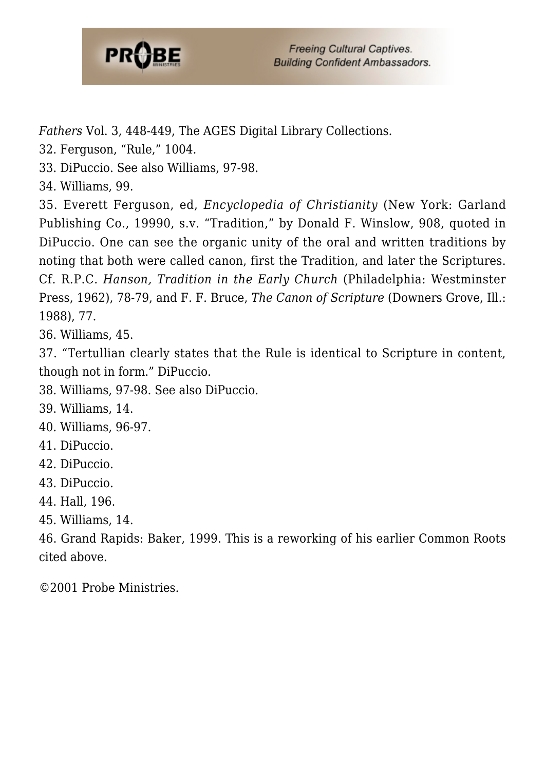*Fathers* Vol. 3, 448-449, The AGES Digital Library Collections.
32. Ferguson, "Rule," 1004.
33. DiPuccio. See also Williams, 97-98.
34. Williams, 99.
35. Everett Ferguson, ed, *Encyclopedia of Christianity* (New York: Garland Publishing Co., 19990, s.v. "Tradition," by Donald F. Winslow, 908, quoted in DiPuccio. One can see the organic unity of the oral and written traditions by noting that both were called canon, first the Tradition, and later the Scriptures. Cf. R.P.C. *Hanson, Tradition in the Early Church* (Philadelphia: Westminster Press, 1962), 78-79, and F. F. Bruce, *The Canon of Scripture* (Downers Grove, Ill.: 1988), 77.
36. Williams, 45.
37. "Tertullian clearly states that the Rule is identical to Scripture in content, though not in form." DiPuccio.
38. Williams, 97-98. See also DiPuccio.
39. Williams, 14.
40. Williams, 96-97.
41. DiPuccio.
42. DiPuccio.
43. DiPuccio.
44. Hall, 196.
45. Williams, 14.
46. Grand Rapids: Baker, 1999. This is a reworking of his earlier Common Roots cited above.

©2001 Probe Ministries.